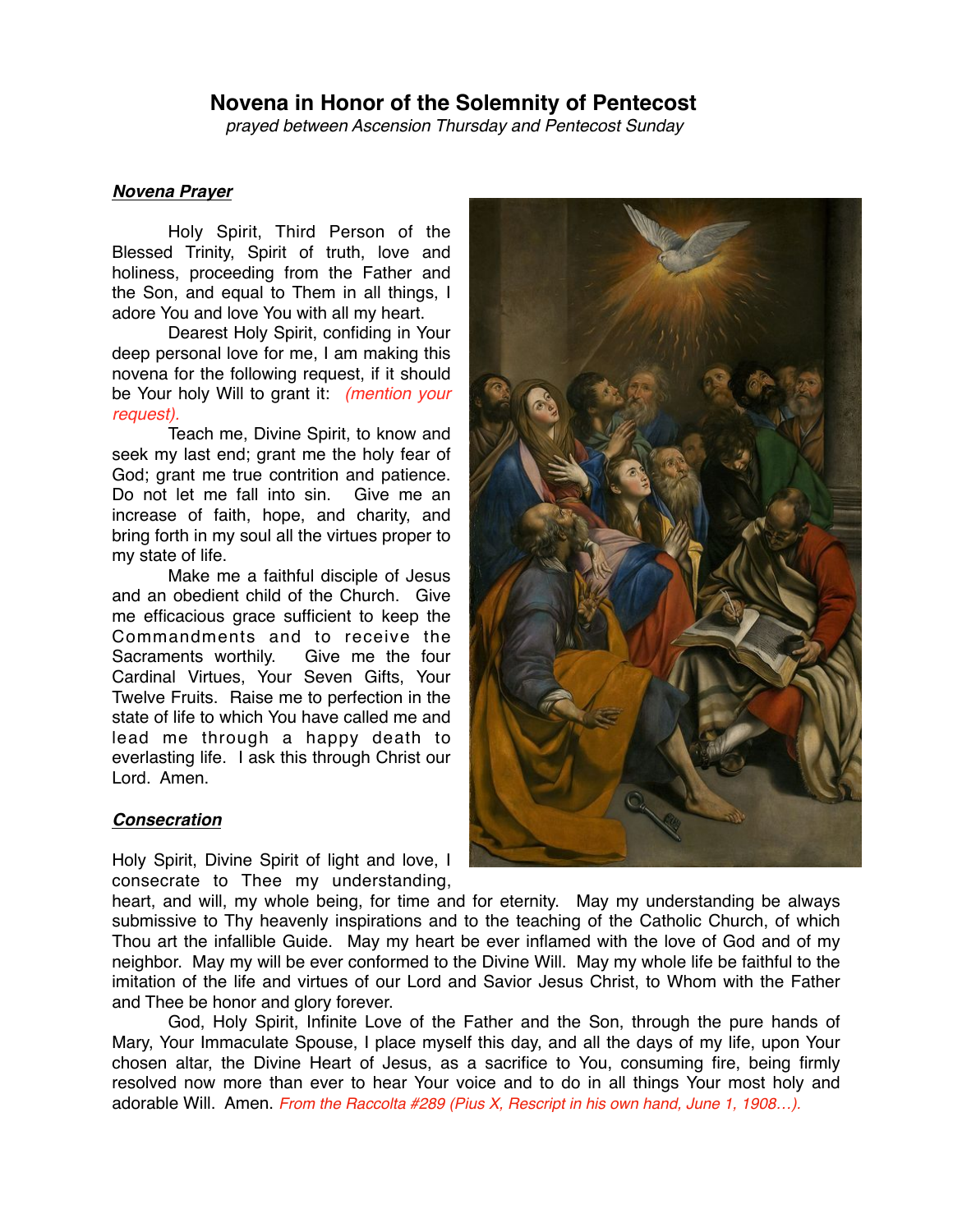# Novena in Honor of the Solemnity of Pentecost

*prayed between Ascension Thursday and Pentecost Sunday*

***Novena Prayer***

Holy Spirit, Third Person of the Blessed Trinity, Spirit of truth, love and holiness, proceeding from the Father and the Son, and equal to Them in all things, I adore You and love You with all my heart.

Dearest Holy Spirit, confiding in Your deep personal love for me, I am making this novena for the following request, if it should be Your holy Will to grant it: *(mention your request).*

Teach me, Divine Spirit, to know and seek my last end; grant me the holy fear of God; grant me true contrition and patience. Do not let me fall into sin. Give me an increase of faith, hope, and charity, and bring forth in my soul all the virtues proper to my state of life.

Make me a faithful disciple of Jesus and an obedient child of the Church. Give me efficacious grace sufficient to keep the Commandments and to receive the Sacraments worthily. Give me the four Cardinal Virtues, Your Seven Gifts, Your Twelve Fruits. Raise me to perfection in the state of life to which You have called me and lead me through a happy death to everlasting life. I ask this through Christ our Lord. Amen.

***Consecration***

Holy Spirit, Divine Spirit of light and love, I consecrate to Thee my understanding, heart, and will, my whole being, for time and for eternity. May my understanding be always submissive to Thy heavenly inspirations and to the teaching of the Catholic Church, of which Thou art the infallible Guide. May my heart be ever inflamed with the love of God and of my neighbor. May my will be ever conformed to the Divine Will. May my whole life be faithful to the imitation of the life and virtues of our Lord and Savior Jesus Christ, to Whom with the Father and Thee be honor and glory forever.

God, Holy Spirit, Infinite Love of the Father and the Son, through the pure hands of Mary, Your Immaculate Spouse, I place myself this day, and all the days of my life, upon Your chosen altar, the Divine Heart of Jesus, as a sacrifice to You, consuming fire, being firmly resolved now more than ever to hear Your voice and to do in all things Your most holy and adorable Will. Amen. *From the Raccolta #289 (Pius X, Rescript in his own hand, June 1, 1908…).*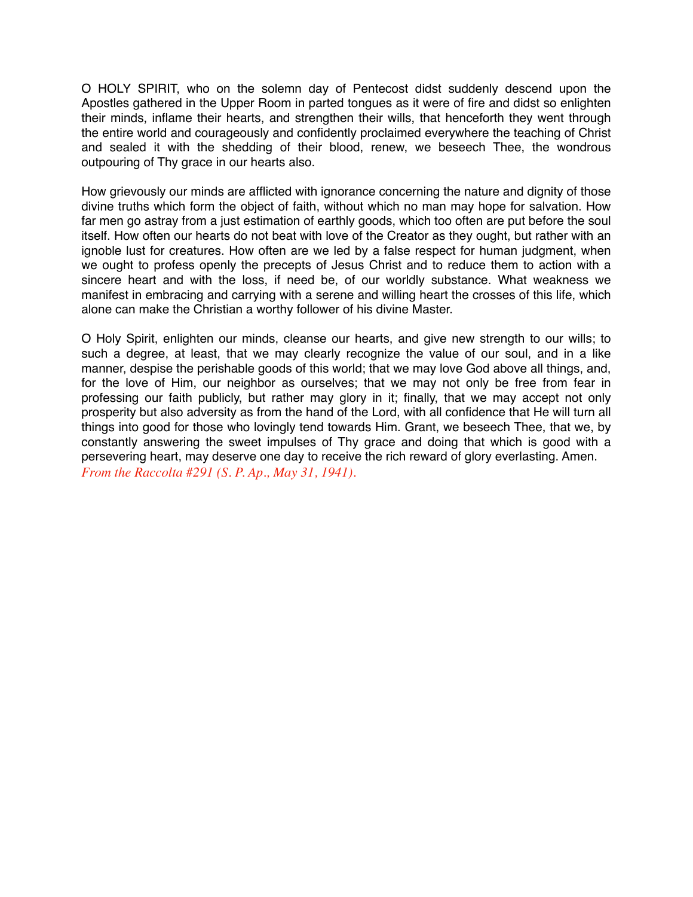O HOLY SPIRIT, who on the solemn day of Pentecost didst suddenly descend upon the Apostles gathered in the Upper Room in parted tongues as it were of fire and didst so enlighten their minds, inflame their hearts, and strengthen their wills, that henceforth they went through the entire world and courageously and confidently proclaimed everywhere the teaching of Christ and sealed it with the shedding of their blood, renew, we beseech Thee, the wondrous outpouring of Thy grace in our hearts also.

How grievously our minds are afflicted with ignorance concerning the nature and dignity of those divine truths which form the object of faith, without which no man may hope for salvation. How far men go astray from a just estimation of earthly goods, which too often are put before the soul itself. How often our hearts do not beat with love of the Creator as they ought, but rather with an ignoble lust for creatures. How often are we led by a false respect for human judgment, when we ought to profess openly the precepts of Jesus Christ and to reduce them to action with a sincere heart and with the loss, if need be, of our worldly substance. What weakness we manifest in embracing and carrying with a serene and willing heart the crosses of this life, which alone can make the Christian a worthy follower of his divine Master.

O Holy Spirit, enlighten our minds, cleanse our hearts, and give new strength to our wills; to such a degree, at least, that we may clearly recognize the value of our soul, and in a like manner, despise the perishable goods of this world; that we may love God above all things, and, for the love of Him, our neighbor as ourselves; that we may not only be free from fear in professing our faith publicly, but rather may glory in it; finally, that we may accept not only prosperity but also adversity as from the hand of the Lord, with all confidence that He will turn all things into good for those who lovingly tend towards Him. Grant, we beseech Thee, that we, by constantly answering the sweet impulses of Thy grace and doing that which is good with a persevering heart, may deserve one day to receive the rich reward of glory everlasting. Amen.
*From the Raccolta #291 (S. P. Ap., May 31, 1941).*